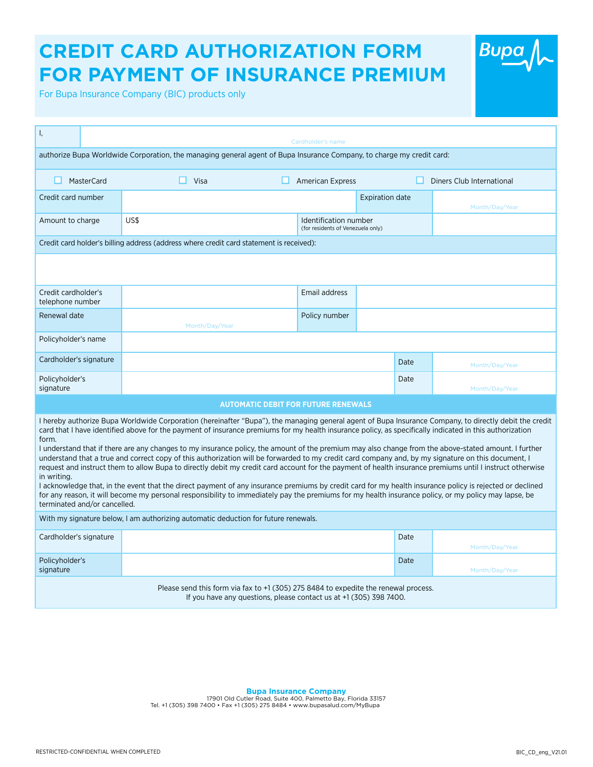# CREDIT CARD AUTHORIZATION FORM FOR PAYMENT OF INSURANCE PREMIUM

For Bupa Insurance Company (BIC) products only

Bupa

| I, | Cardholder's name | | |
|---|---|---|---|
| authorize Bupa Worldwide Corporation, the managing general agent of Bupa Insurance Company, to charge my credit card: | | | |
| ☐ MasterCard | ☐ Visa | ☐ American Express | ☐ Diners Club International |
| Credit card number | | Expiration date | Month/Day/Year |
| Amount to charge | US$ | Identification number (for residents of Venezuela only) | |
| Credit card holder's billing address (address where credit card statement is received): | | | |
| | | | |
| Credit cardholder's telephone number | | Email address | |
| Renewal date | Month/Day/Year | Policy number | |
| Policyholder's name | | | |
| Cardholder's signature | | Date | Month/Day/Year |
| Policyholder's signature | | Date | Month/Day/Year |

**AUTOMATIC DEBIT FOR FUTURE RENEWALS**

I hereby authorize Bupa Worldwide Corporation (hereinafter "Bupa"), the managing general agent of Bupa Insurance Company, to directly debit the credit card that I have identified above for the payment of insurance premiums for my health insurance policy, as specifically indicated in this authorization form.

I understand that if there are any changes to my insurance policy, the amount of the premium may also change from the above-stated amount. I further understand that a true and correct copy of this authorization will be forwarded to my credit card company and, by my signature on this document, I request and instruct them to allow Bupa to directly debit my credit card account for the payment of health insurance premiums until I instruct otherwise in writing.

I acknowledge that, in the event that the direct payment of any insurance premiums by credit card for my health insurance policy is rejected or declined for any reason, it will become my personal responsibility to immediately pay the premiums for my health insurance policy, or my policy may lapse, be terminated and/or cancelled.

With my signature below, I am authorizing automatic deduction for future renewals.

| Cardholder's signature | | Date | Month/Day/Year |
|---|---|---|---|
| Policyholder's signature | | Date | Month/Day/Year |

Please send this form via fax to +1 (305) 275 8484 to expedite the renewal process.
If you have any questions, please contact us at +1 (305) 398 7400.

**Bupa Insurance Company**
17901 Old Cutler Road, Suite 400, Palmetto Bay, Florida 33157
Tel. +1 (305) 398 7400 • Fax +1 (305) 275 8484 • www.bupasalud.com/MyBupa

RESTRICTED-CONFIDENTIAL WHEN COMPLETED

BIC_CD_eng_V21.01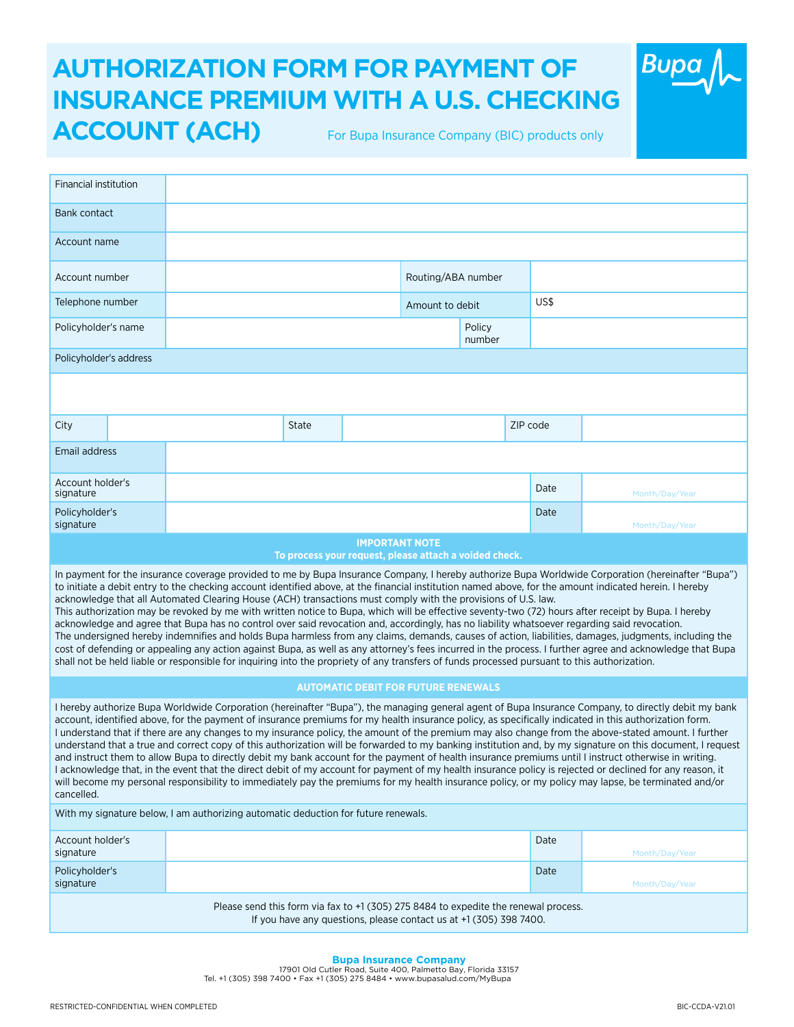# AUTHORIZATION FORM FOR PAYMENT OF INSURANCE PREMIUM WITH A U.S. CHECKING ACCOUNT (ACH)

For Bupa Insurance Company (BIC) products only

Bupa

| | | | |
|---|---|---|---|
| Financial institution | | | |
| Bank contact | | | |
| Account name | | | |
| Account number | | Routing/ABA number | |
| Telephone number | | Amount to debit | US$ |
| Policyholder's name | | Policy number | |

| |
|---|
| Policyholder's address |
| |

| | | | | | |
|---|---|---|---|---|---|
| City | | State | | ZIP code | |

| | | | |
|---|---|---|---|
| Email address | | | |
| Account holder's signature | | Date | Month/Day/Year |
| Policyholder's signature | | Date | Month/Day/Year |

**IMPORTANT NOTE**
**To process your request, please attach a voided check.**

In payment for the insurance coverage provided to me by Bupa Insurance Company, I hereby authorize Bupa Worldwide Corporation (hereinafter "Bupa") to initiate a debit entry to the checking account identified above, at the financial institution named above, for the amount indicated herein. I hereby acknowledge that all Automated Clearing House (ACH) transactions must comply with the provisions of U.S. law.
This authorization may be revoked by me with written notice to Bupa, which will be effective seventy-two (72) hours after receipt by Bupa. I hereby acknowledge and agree that Bupa has no control over said revocation and, accordingly, has no liability whatsoever regarding said revocation.
The undersigned hereby indemnifies and holds Bupa harmless from any claims, demands, causes of action, liabilities, damages, judgments, including the cost of defending or appealing any action against Bupa, as well as any attorney's fees incurred in the process. I further agree and acknowledge that Bupa shall not be held liable or responsible for inquiring into the propriety of any transfers of funds processed pursuant to this authorization.

**AUTOMATIC DEBIT FOR FUTURE RENEWALS**

I hereby authorize Bupa Worldwide Corporation (hereinafter "Bupa"), the managing general agent of Bupa Insurance Company, to directly debit my bank account, identified above, for the payment of insurance premiums for my health insurance policy, as specifically indicated in this authorization form.
I understand that if there are any changes to my insurance policy, the amount of the premium may also change from the above-stated amount. I further understand that a true and correct copy of this authorization will be forwarded to my banking institution and, by my signature on this document, I request and instruct them to allow Bupa to directly debit my bank account for the payment of health insurance premiums until I instruct otherwise in writing.
I acknowledge that, in the event that the direct debit of my account for payment of my health insurance policy is rejected or declined for any reason, it will become my personal responsibility to immediately pay the premiums for my health insurance policy, or my policy may lapse, be terminated and/or cancelled.

With my signature below, I am authorizing automatic deduction for future renewals.

| | | | |
|---|---|---|---|
| Account holder's signature | | Date | Month/Day/Year |
| Policyholder's signature | | Date | Month/Day/Year |

Please send this form via fax to +1 (305) 275 8484 to expedite the renewal process.
If you have any questions, please contact us at +1 (305) 398 7400.

**Bupa Insurance Company**
17901 Old Cutler Road, Suite 400, Palmetto Bay, Florida 33157
Tel. +1 (305) 398 7400 • Fax +1 (305) 275 8484 • www.bupasalud.com/MyBupa

RESTRICTED-CONFIDENTIAL WHEN COMPLETED

BIC-CCDA-V21.01